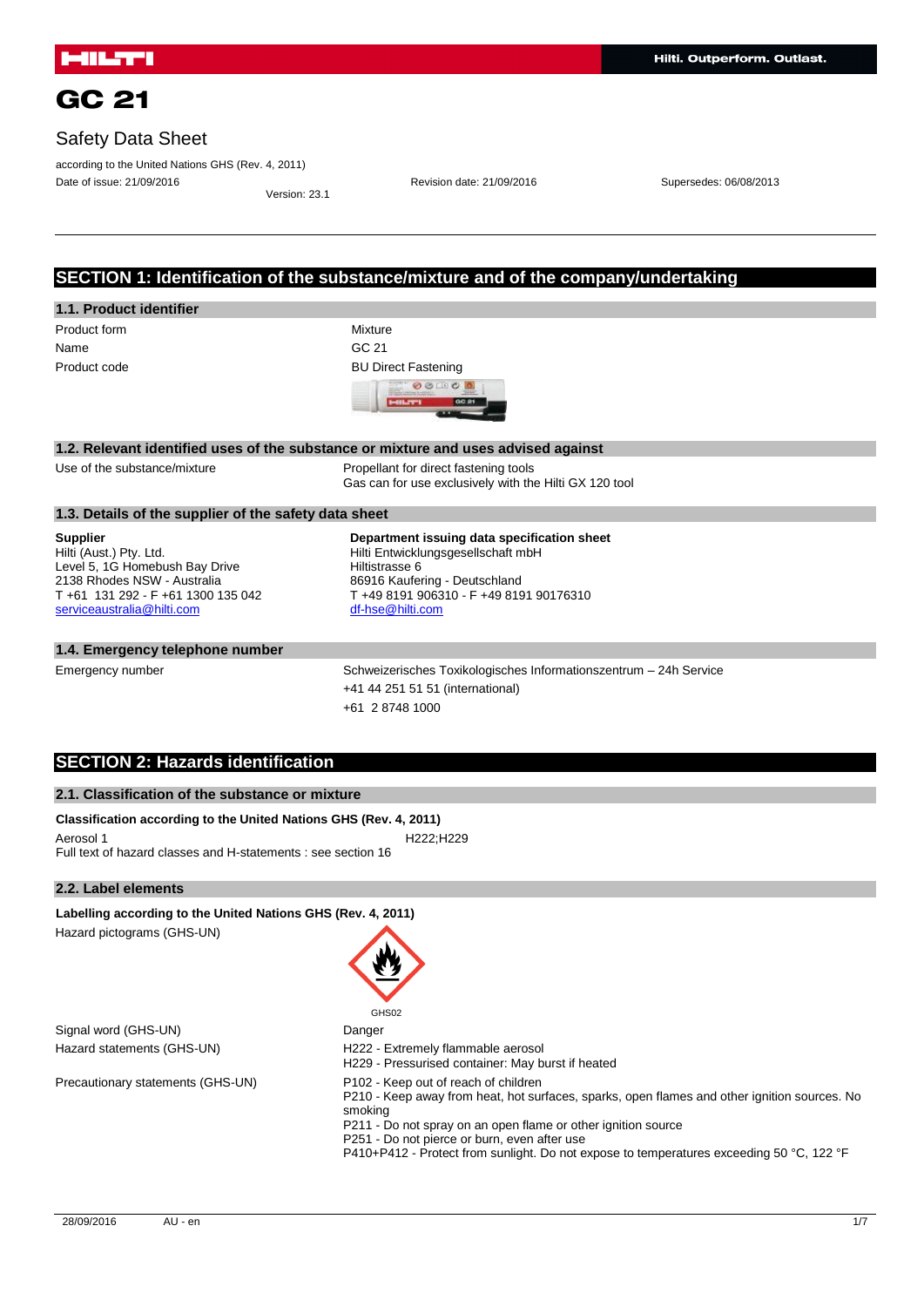# GC 21

## Safety Data Sheet

according to the United Nations GHS (Rev. 4, 2011)

Date of issue: 21/09/2016 Revision date: 21/09/2016 Supersedes: 06/08/2013

Version: 23.1

## SECTION 1: Identification of the substance/mixture and of the company/undertaking

### 1.1. Product identifier

| | |
|---|---|
| Product form | Mixture |
| Name | GC 21 |
| Product code | BU Direct Fastening |

### 1.2. Relevant identified uses of the substance or mixture and uses advised against

Use of the substance/mixture: Propellant for direct fastening tools
Gas can for use exclusively with the Hilti GX 120 tool

### 1.3. Details of the supplier of the safety data sheet

**Supplier**
Hilti (Aust.) Pty. Ltd.
Level 5, 1G Homebush Bay Drive
2138 Rhodes NSW - Australia
T +61 131 292 - F +61 1300 135 042
serviceaustralia@hilti.com

**Department issuing data specification sheet**
Hilti Entwicklungsgesellschaft mbH
Hiltistrasse 6
86916 Kaufering - Deutschland
T +49 8191 906310 - F +49 8191 90176310
df-hse@hilti.com

### 1.4. Emergency telephone number

Emergency number: Schweizerisches Toxikologisches Informationszentrum – 24h Service
+41 44 251 51 51 (international)
+61 2 8748 1000

## SECTION 2: Hazards identification

### 2.1. Classification of the substance or mixture

**Classification according to the United Nations GHS (Rev. 4, 2011)**

Aerosol 1 H222;H229

Full text of hazard classes and H-statements : see section 16

### 2.2. Label elements

**Labelling according to the United Nations GHS (Rev. 4, 2011)**

Hazard pictograms (GHS-UN): GHS02

Signal word (GHS-UN): Danger

Hazard statements (GHS-UN):
H222 - Extremely flammable aerosol
H229 - Pressurised container: May burst if heated

Precautionary statements (GHS-UN):
P102 - Keep out of reach of children
P210 - Keep away from heat, hot surfaces, sparks, open flames and other ignition sources. No smoking
P211 - Do not spray on an open flame or other ignition source
P251 - Do not pierce or burn, even after use
P410+P412 - Protect from sunlight. Do not expose to temperatures exceeding 50 °C, 122 °F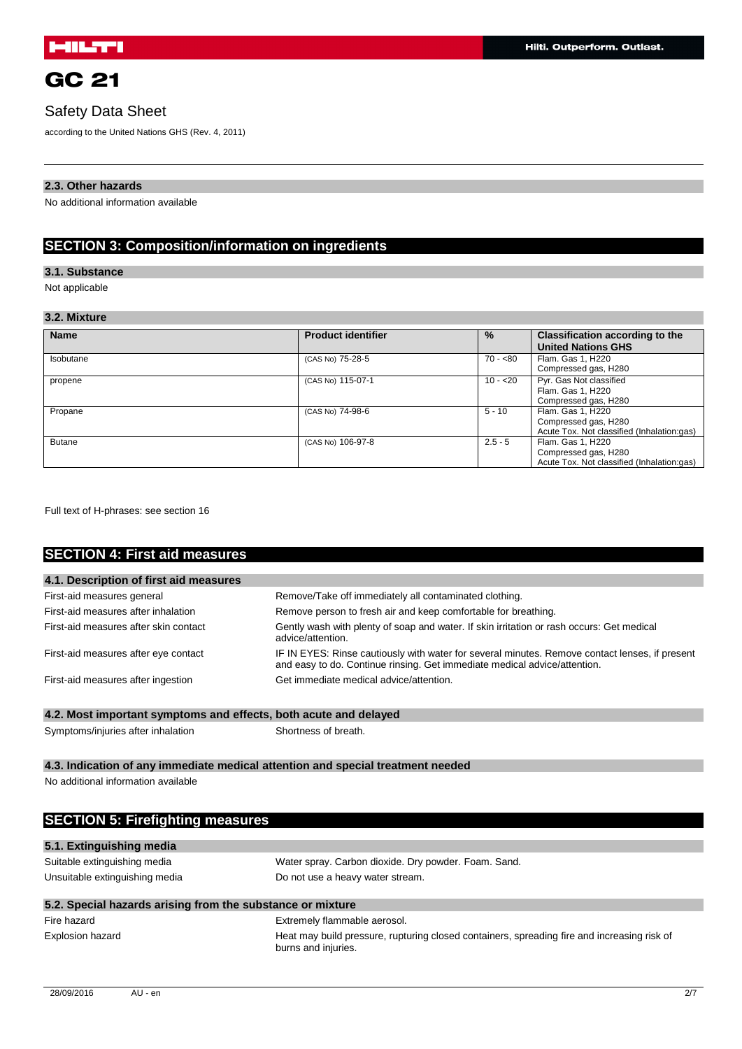### 2.3. Other hazards

No additional information available

## SECTION 3: Composition/information on ingredients

### 3.1. Substance

Not applicable

### 3.2. Mixture

| Name | Product identifier | % | Classification according to the United Nations GHS |
|---|---|---|---|
| Isobutane | (CAS No) 75-28-5 | 70 - <80 | Flam. Gas 1, H220<br>Compressed gas, H280 |
| propene | (CAS No) 115-07-1 | 10 - <20 | Pyr. Gas Not classified<br>Flam. Gas 1, H220<br>Compressed gas, H280 |
| Propane | (CAS No) 74-98-6 | 5 - 10 | Flam. Gas 1, H220<br>Compressed gas, H280<br>Acute Tox. Not classified (Inhalation:gas) |
| Butane | (CAS No) 106-97-8 | 2.5 - 5 | Flam. Gas 1, H220<br>Compressed gas, H280<br>Acute Tox. Not classified (Inhalation:gas) |

Full text of H-phrases: see section 16

## SECTION 4: First aid measures

### 4.1. Description of first aid measures

First-aid measures general: Remove/Take off immediately all contaminated clothing.

First-aid measures after inhalation: Remove person to fresh air and keep comfortable for breathing.

First-aid measures after skin contact: Gently wash with plenty of soap and water. If skin irritation or rash occurs: Get medical advice/attention.

First-aid measures after eye contact: IF IN EYES: Rinse cautiously with water for several minutes. Remove contact lenses, if present and easy to do. Continue rinsing. Get immediate medical advice/attention.

First-aid measures after ingestion: Get immediate medical advice/attention.

### 4.2. Most important symptoms and effects, both acute and delayed

Symptoms/injuries after inhalation: Shortness of breath.

### 4.3. Indication of any immediate medical attention and special treatment needed

No additional information available

## SECTION 5: Firefighting measures

### 5.1. Extinguishing media

Suitable extinguishing media: Water spray. Carbon dioxide. Dry powder. Foam. Sand.

Unsuitable extinguishing media: Do not use a heavy water stream.

### 5.2. Special hazards arising from the substance or mixture

Fire hazard: Extremely flammable aerosol.

Explosion hazard: Heat may build pressure, rupturing closed containers, spreading fire and increasing risk of burns and injuries.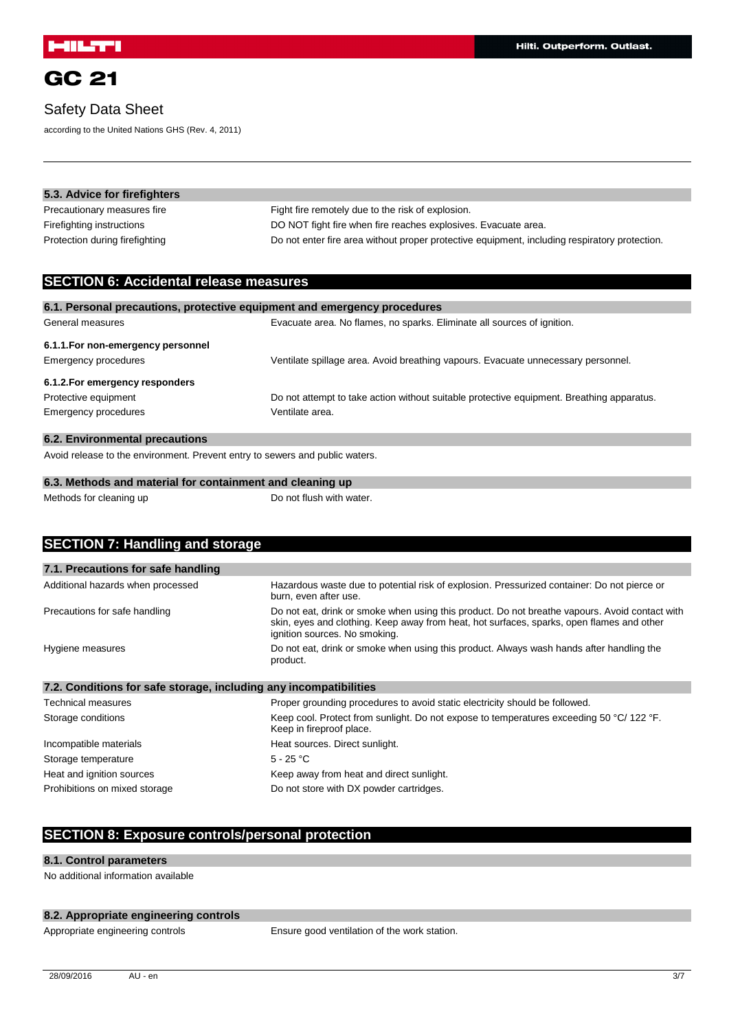### 5.3. Advice for firefighters

| | |
|---|---|
| Precautionary measures fire | Fight fire remotely due to the risk of explosion. |
| Firefighting instructions | DO NOT fight fire when fire reaches explosives. Evacuate area. |
| Protection during firefighting | Do not enter fire area without proper protective equipment, including respiratory protection. |

## SECTION 6: Accidental release measures

### 6.1. Personal precautions, protective equipment and emergency procedures

| | |
|---|---|
| General measures | Evacuate area. No flames, no sparks. Eliminate all sources of ignition. |

#### 6.1.1.For non-emergency personnel

| | |
|---|---|
| Emergency procedures | Ventilate spillage area. Avoid breathing vapours. Evacuate unnecessary personnel. |

#### 6.1.2.For emergency responders

| | |
|---|---|
| Protective equipment | Do not attempt to take action without suitable protective equipment. Breathing apparatus. |
| Emergency procedures | Ventilate area. |

### 6.2. Environmental precautions

Avoid release to the environment. Prevent entry to sewers and public waters.

### 6.3. Methods and material for containment and cleaning up

| | |
|---|---|
| Methods for cleaning up | Do not flush with water. |

## SECTION 7: Handling and storage

### 7.1. Precautions for safe handling

| | |
|---|---|
| Additional hazards when processed | Hazardous waste due to potential risk of explosion. Pressurized container: Do not pierce or burn, even after use. |
| Precautions for safe handling | Do not eat, drink or smoke when using this product. Do not breathe vapours. Avoid contact with skin, eyes and clothing. Keep away from heat, hot surfaces, sparks, open flames and other ignition sources. No smoking. |
| Hygiene measures | Do not eat, drink or smoke when using this product. Always wash hands after handling the product. |

### 7.2. Conditions for safe storage, including any incompatibilities

| | |
|---|---|
| Technical measures | Proper grounding procedures to avoid static electricity should be followed. |
| Storage conditions | Keep cool. Protect from sunlight. Do not expose to temperatures exceeding 50 °C/ 122 °F. Keep in fireproof place. |
| Incompatible materials | Heat sources. Direct sunlight. |
| Storage temperature | 5 - 25 °C |
| Heat and ignition sources | Keep away from heat and direct sunlight. |
| Prohibitions on mixed storage | Do not store with DX powder cartridges. |

## SECTION 8: Exposure controls/personal protection

### 8.1. Control parameters

No additional information available

### 8.2. Appropriate engineering controls

| | |
|---|---|
| Appropriate engineering controls | Ensure good ventilation of the work station. |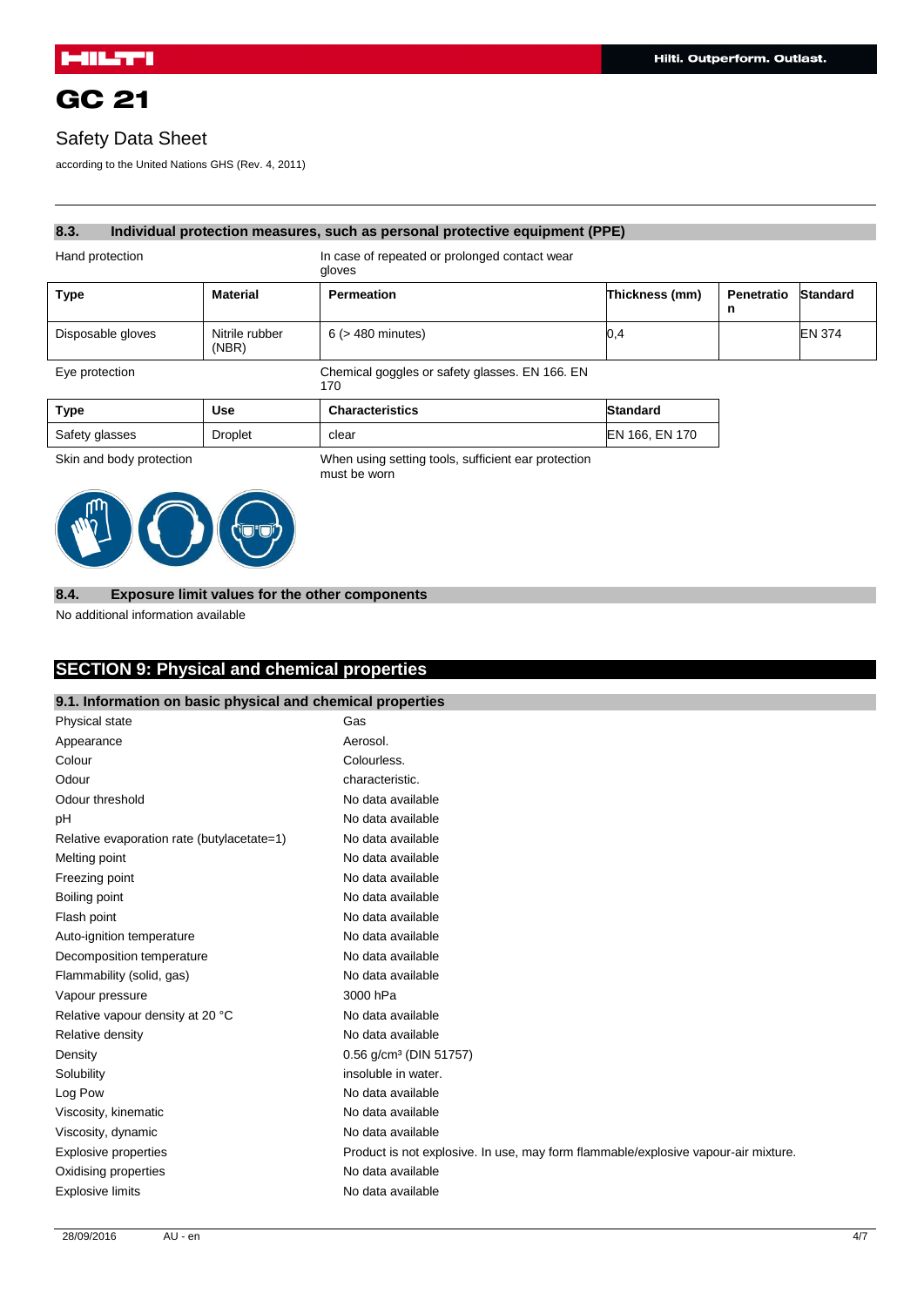# GC 21

## Safety Data Sheet

according to the United Nations GHS (Rev. 4, 2011)

### 8.3. Individual protection measures, such as personal protective equipment (PPE)

Hand protection: In case of repeated or prolonged contact wear gloves

| Type | Material | Permeation | Thickness (mm) | Penetration | Standard |
|---|---|---|---|---|---|
| Disposable gloves | Nitrile rubber (NBR) | 6 (> 480 minutes) | 0,4 | | EN 374 |

Eye protection: Chemical goggles or safety glasses. EN 166. EN 170

| Type | Use | Characteristics | Standard |
|---|---|---|---|
| Safety glasses | Droplet | clear | EN 166, EN 170 |

Skin and body protection: When using setting tools, sufficient ear protection must be worn

### 8.4. Exposure limit values for the other components

No additional information available

## SECTION 9: Physical and chemical properties

### 9.1. Information on basic physical and chemical properties

| | |
|---|---|
| Physical state | Gas |
| Appearance | Aerosol. |
| Colour | Colourless. |
| Odour | characteristic. |
| Odour threshold | No data available |
| pH | No data available |
| Relative evaporation rate (butylacetate=1) | No data available |
| Melting point | No data available |
| Freezing point | No data available |
| Boiling point | No data available |
| Flash point | No data available |
| Auto-ignition temperature | No data available |
| Decomposition temperature | No data available |
| Flammability (solid, gas) | No data available |
| Vapour pressure | 3000 hPa |
| Relative vapour density at 20 °C | No data available |
| Relative density | No data available |
| Density | 0.56 g/cm³ (DIN 51757) |
| Solubility | insoluble in water. |
| Log Pow | No data available |
| Viscosity, kinematic | No data available |
| Viscosity, dynamic | No data available |
| Explosive properties | Product is not explosive. In use, may form flammable/explosive vapour-air mixture. |
| Oxidising properties | No data available |
| Explosive limits | No data available |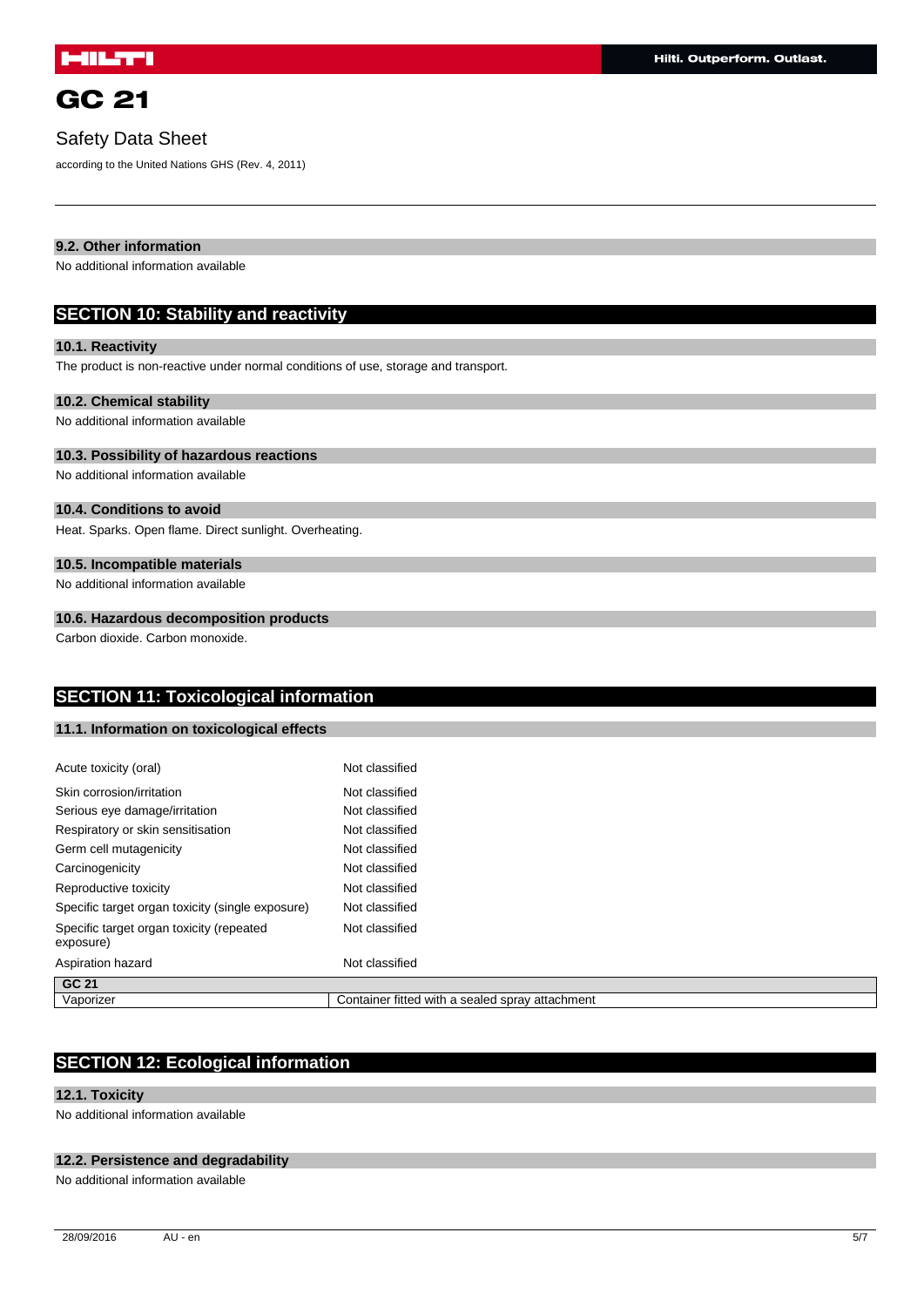#### 9.2. Other information

No additional information available

## SECTION 10: Stability and reactivity

#### 10.1. Reactivity

The product is non-reactive under normal conditions of use, storage and transport.

#### 10.2. Chemical stability

No additional information available

#### 10.3. Possibility of hazardous reactions

No additional information available

#### 10.4. Conditions to avoid

Heat. Sparks. Open flame. Direct sunlight. Overheating.

#### 10.5. Incompatible materials

No additional information available

#### 10.6. Hazardous decomposition products

Carbon dioxide. Carbon monoxide.

## SECTION 11: Toxicological information

#### 11.1. Information on toxicological effects

| | |
|---|---|
| Acute toxicity (oral) | Not classified |
| Skin corrosion/irritation | Not classified |
| Serious eye damage/irritation | Not classified |
| Respiratory or skin sensitisation | Not classified |
| Germ cell mutagenicity | Not classified |
| Carcinogenicity | Not classified |
| Reproductive toxicity | Not classified |
| Specific target organ toxicity (single exposure) | Not classified |
| Specific target organ toxicity (repeated exposure) | Not classified |
| Aspiration hazard | Not classified |

| GC 21 | |
|---|---|
| Vaporizer | Container fitted with a sealed spray attachment |

## SECTION 12: Ecological information

#### 12.1. Toxicity

No additional information available

#### 12.2. Persistence and degradability

No additional information available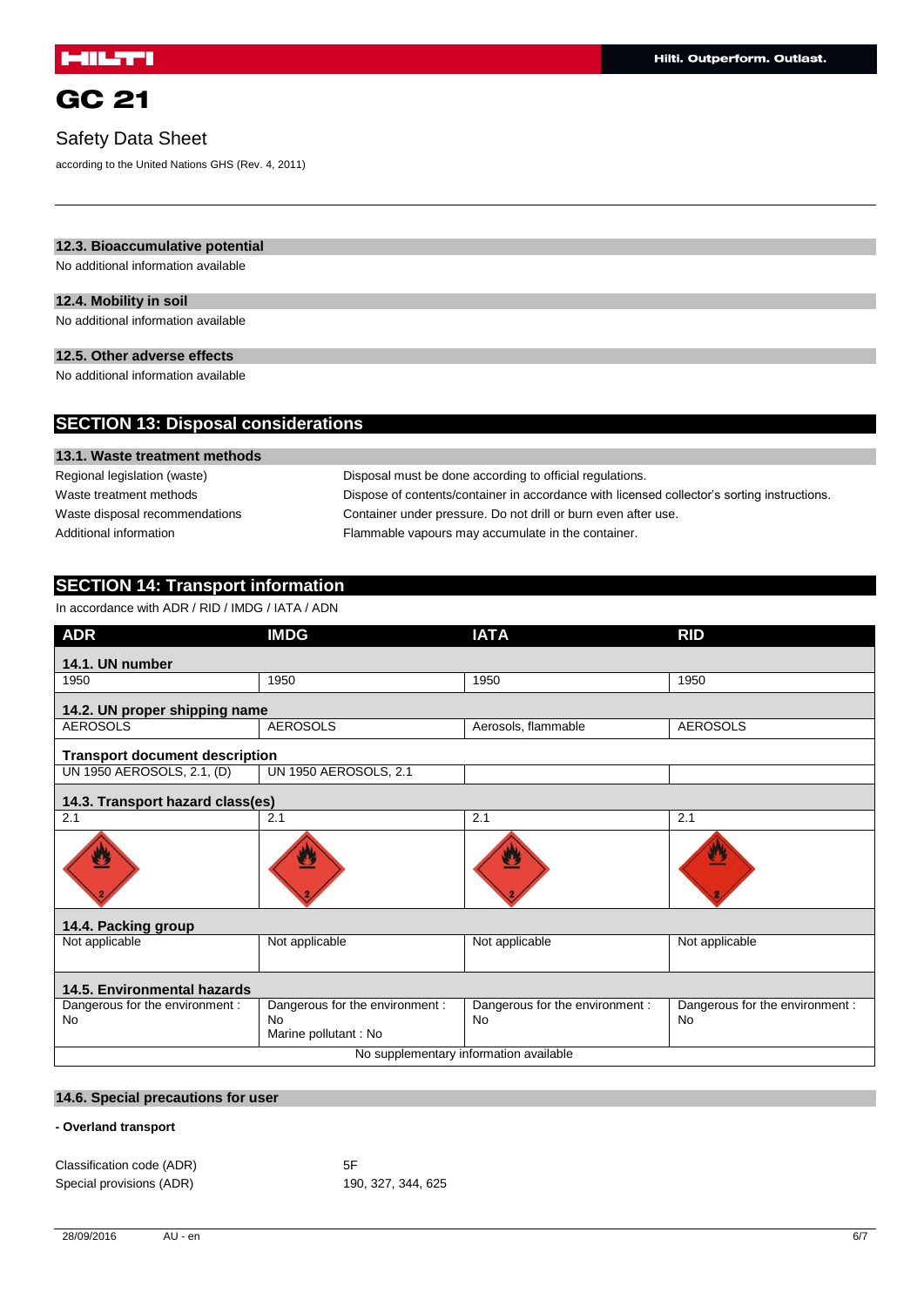#### 12.3. Bioaccumulative potential

No additional information available

#### 12.4. Mobility in soil

No additional information available

#### 12.5. Other adverse effects

No additional information available

## SECTION 13: Disposal considerations

#### 13.1. Waste treatment methods

| | |
|---|---|
| Regional legislation (waste) | Disposal must be done according to official regulations. |
| Waste treatment methods | Dispose of contents/container in accordance with licensed collector's sorting instructions. |
| Waste disposal recommendations | Container under pressure. Do not drill or burn even after use. |
| Additional information | Flammable vapours may accumulate in the container. |

## SECTION 14: Transport information

In accordance with ADR / RID / IMDG / IATA / ADN

| ADR | IMDG | IATA | RID |
|---|---|---|---|
| **14.1. UN number** | | | |
| 1950 | 1950 | 1950 | 1950 |
| **14.2. UN proper shipping name** | | | |
| AEROSOLS | AEROSOLS | Aerosols, flammable | AEROSOLS |
| **Transport document description** | | | |
| UN 1950 AEROSOLS, 2.1, (D) | UN 1950 AEROSOLS, 2.1 | | |
| **14.3. Transport hazard class(es)** | | | |
| 2.1 | 2.1 | 2.1 | 2.1 |
| **14.4. Packing group** | | | |
| Not applicable | Not applicable | Not applicable | Not applicable |
| **14.5. Environmental hazards** | | | |
| Dangerous for the environment : No | Dangerous for the environment : No<br>Marine pollutant : No | Dangerous for the environment : No | Dangerous for the environment : No |
| No supplementary information available | | | |

#### 14.6. Special precautions for user

**- Overland transport**

| | |
|---|---|
| Classification code (ADR) | 5F |
| Special provisions (ADR) | 190, 327, 344, 625 |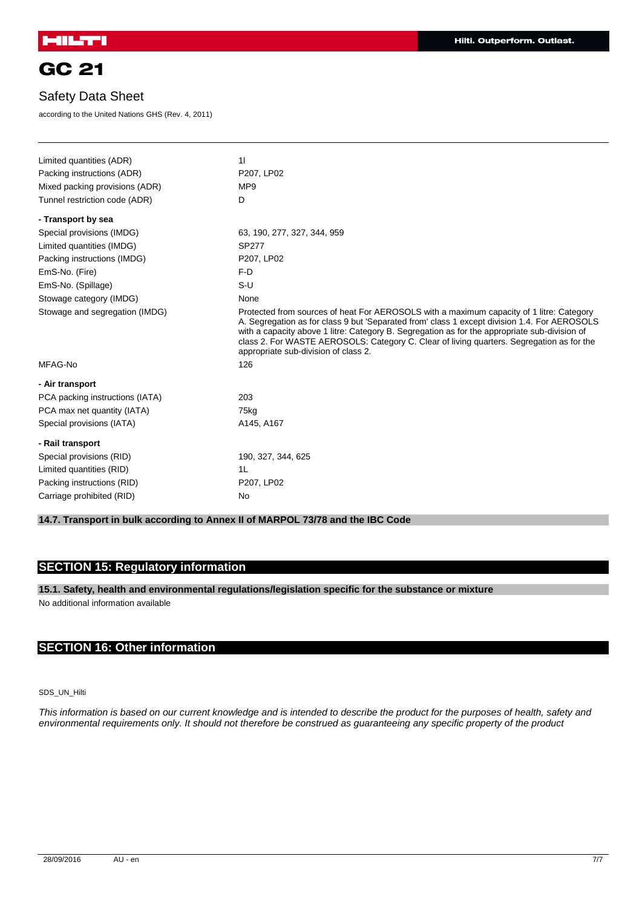| | |
|---|---|
| Limited quantities (ADR) | 1l |
| Packing instructions (ADR) | P207, LP02 |
| Mixed packing provisions (ADR) | MP9 |
| Tunnel restriction code (ADR) | D |

**- Transport by sea**

| | |
|---|---|
| Special provisions (IMDG) | 63, 190, 277, 327, 344, 959 |
| Limited quantities (IMDG) | SP277 |
| Packing instructions (IMDG) | P207, LP02 |
| EmS-No. (Fire) | F-D |
| EmS-No. (Spillage) | S-U |
| Stowage category (IMDG) | None |
| Stowage and segregation (IMDG) | Protected from sources of heat For AEROSOLS with a maximum capacity of 1 litre: Category A. Segregation as for class 9 but 'Separated from' class 1 except division 1.4. For AEROSOLS with a capacity above 1 litre: Category B. Segregation as for the appropriate sub-division of class 2. For WASTE AEROSOLS: Category C. Clear of living quarters. Segregation as for the appropriate sub-division of class 2. |
| MFAG-No | 126 |

**- Air transport**

| | |
|---|---|
| PCA packing instructions (IATA) | 203 |
| PCA max net quantity (IATA) | 75kg |
| Special provisions (IATA) | A145, A167 |

**- Rail transport**

| | |
|---|---|
| Special provisions (RID) | 190, 327, 344, 625 |
| Limited quantities (RID) | 1L |
| Packing instructions (RID) | P207, LP02 |
| Carriage prohibited (RID) | No |

### 14.7. Transport in bulk according to Annex II of MARPOL 73/78 and the IBC Code

## SECTION 15: Regulatory information

### 15.1. Safety, health and environmental regulations/legislation specific for the substance or mixture

No additional information available

## SECTION 16: Other information

SDS_UN_Hilti

*This information is based on our current knowledge and is intended to describe the product for the purposes of health, safety and environmental requirements only. It should not therefore be construed as guaranteeing any specific property of the product*